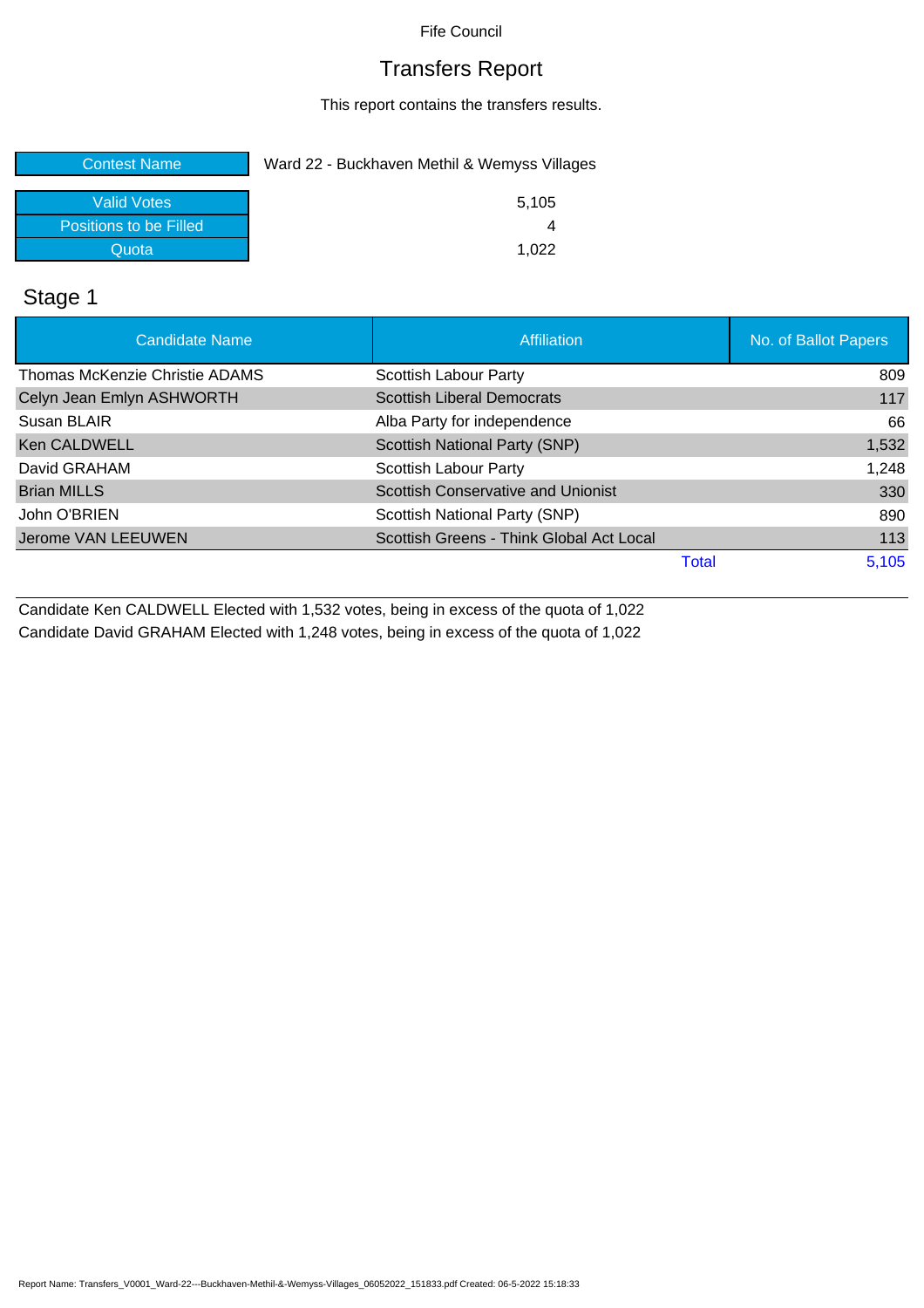Fife Council

# Transfers Report

This report contains the transfers results.

| | |
|---|---|
| Contest Name | Ward 22 - Buckhaven Methil & Wemyss Villages |
| Valid Votes | 5,105 |
| Positions to be Filled | 4 |
| Quota | 1,022 |

## Stage 1

| Candidate Name | Affiliation | No. of Ballot Papers |
|---|---|---:|
| Thomas McKenzie Christie ADAMS | Scottish Labour Party | 809 |
| Celyn Jean Emlyn ASHWORTH | Scottish Liberal Democrats | 117 |
| Susan BLAIR | Alba Party for independence | 66 |
| Ken CALDWELL | Scottish National Party (SNP) | 1,532 |
| David GRAHAM | Scottish Labour Party | 1,248 |
| Brian MILLS | Scottish Conservative and Unionist | 330 |
| John O'BRIEN | Scottish National Party (SNP) | 890 |
| Jerome VAN LEEUWEN | Scottish Greens - Think Global Act Local | 113 |
| | Total | 5,105 |

Candidate Ken CALDWELL Elected with 1,532 votes, being in excess of the quota of 1,022

Candidate David GRAHAM Elected with 1,248 votes, being in excess of the quota of 1,022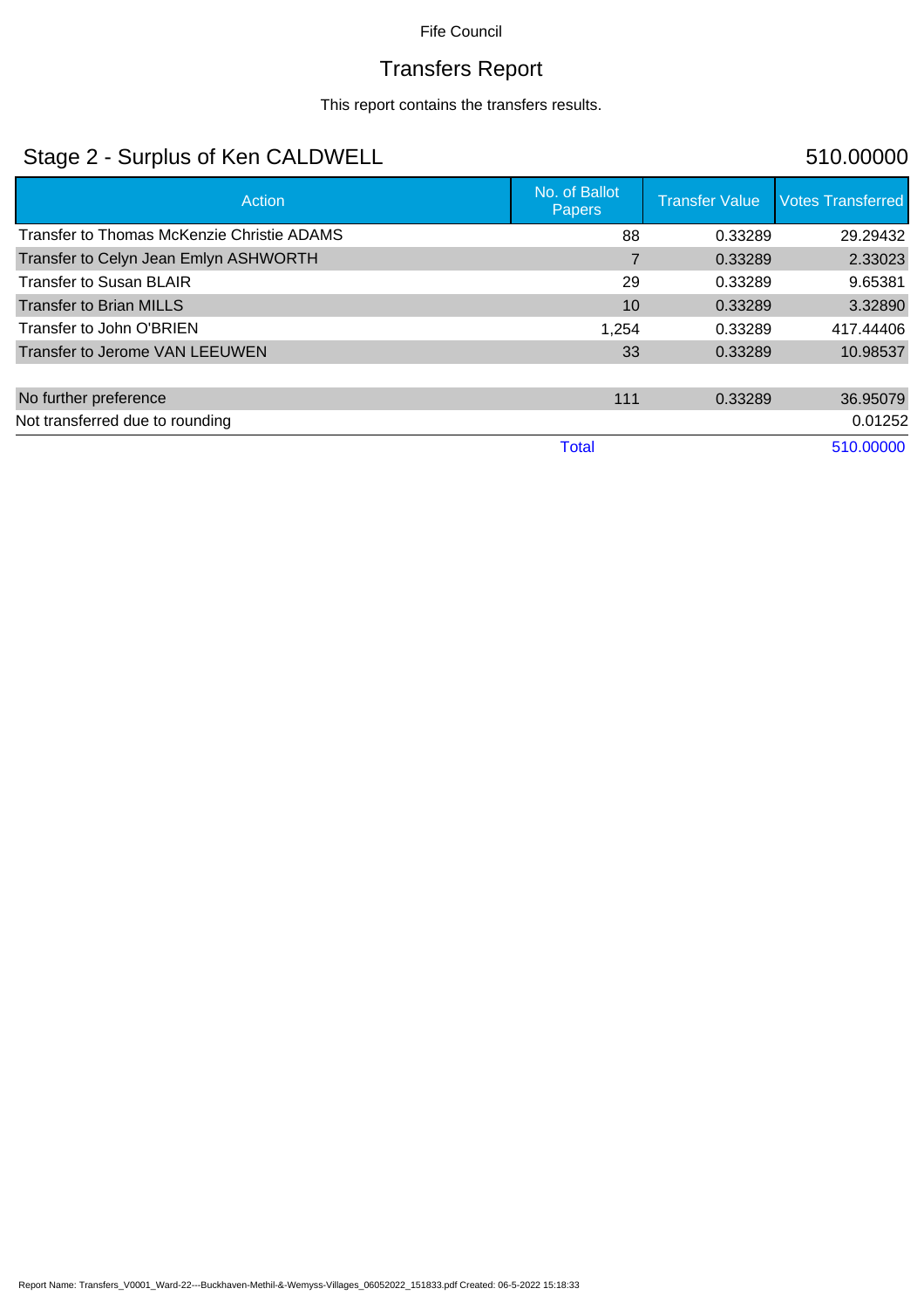Fife Council

# Transfers Report

This report contains the transfers results.

## Stage 2 - Surplus of Ken CALDWELL

510.00000

| Action | No. of Ballot Papers | Transfer Value | Votes Transferred |
|---|---|---|---|
| Transfer to Thomas McKenzie Christie ADAMS | 88 | 0.33289 | 29.29432 |
| Transfer to Celyn Jean Emlyn ASHWORTH | 7 | 0.33289 | 2.33023 |
| Transfer to Susan BLAIR | 29 | 0.33289 | 9.65381 |
| Transfer to Brian MILLS | 10 | 0.33289 | 3.32890 |
| Transfer to John O'BRIEN | 1,254 | 0.33289 | 417.44406 |
| Transfer to Jerome VAN LEEUWEN | 33 | 0.33289 | 10.98537 |
| | | | |
| No further preference | 111 | 0.33289 | 36.95079 |
| Not transferred due to rounding | | | 0.01252 |
| | Total | | 510.00000 |

Report Name: Transfers_V0001_Ward-22---Buckhaven-Methil-&-Wemyss-Villages_06052022_151833.pdf Created: 06-5-2022 15:18:33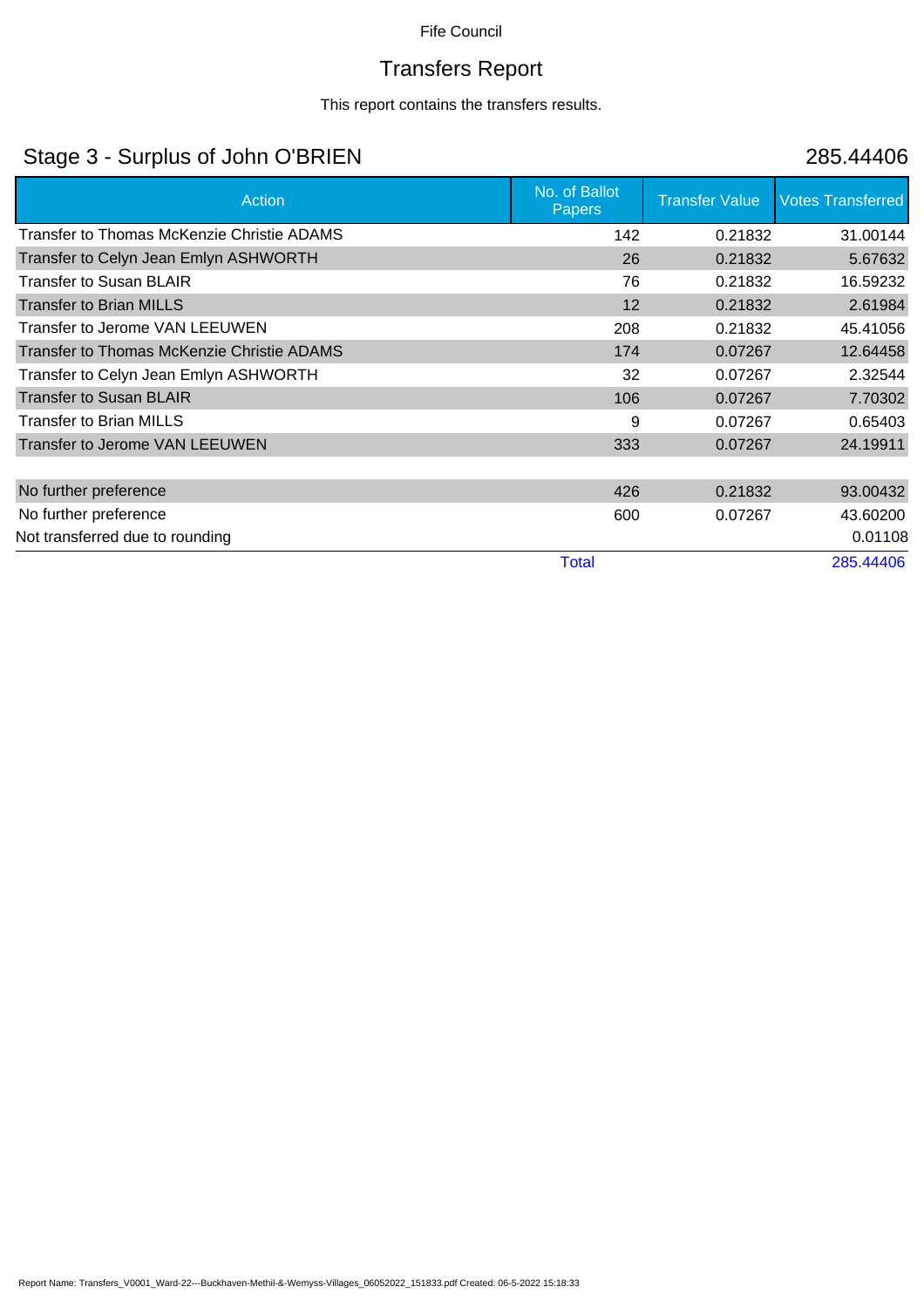Fife Council

# Transfers Report

This report contains the transfers results.

## Stage 3 - Surplus of John O'BRIEN 285.44406

| Action | No. of Ballot Papers | Transfer Value | Votes Transferred |
|---|---|---|---|
| Transfer to Thomas McKenzie Christie ADAMS | 142 | 0.21832 | 31.00144 |
| Transfer to Celyn Jean Emlyn ASHWORTH | 26 | 0.21832 | 5.67632 |
| Transfer to Susan BLAIR | 76 | 0.21832 | 16.59232 |
| Transfer to Brian MILLS | 12 | 0.21832 | 2.61984 |
| Transfer to Jerome VAN LEEUWEN | 208 | 0.21832 | 45.41056 |
| Transfer to Thomas McKenzie Christie ADAMS | 174 | 0.07267 | 12.64458 |
| Transfer to Celyn Jean Emlyn ASHWORTH | 32 | 0.07267 | 2.32544 |
| Transfer to Susan BLAIR | 106 | 0.07267 | 7.70302 |
| Transfer to Brian MILLS | 9 | 0.07267 | 0.65403 |
| Transfer to Jerome VAN LEEUWEN | 333 | 0.07267 | 24.19911 |
| | | | |
| No further preference | 426 | 0.21832 | 93.00432 |
| No further preference | 600 | 0.07267 | 43.60200 |
| Not transferred due to rounding | | | 0.01108 |
| | Total | | 285.44406 |

Report Name: Transfers_V0001_Ward-22---Buckhaven-Methil-&-Wemyss-Villages_06052022_151833.pdf Created: 06-5-2022 15:18:33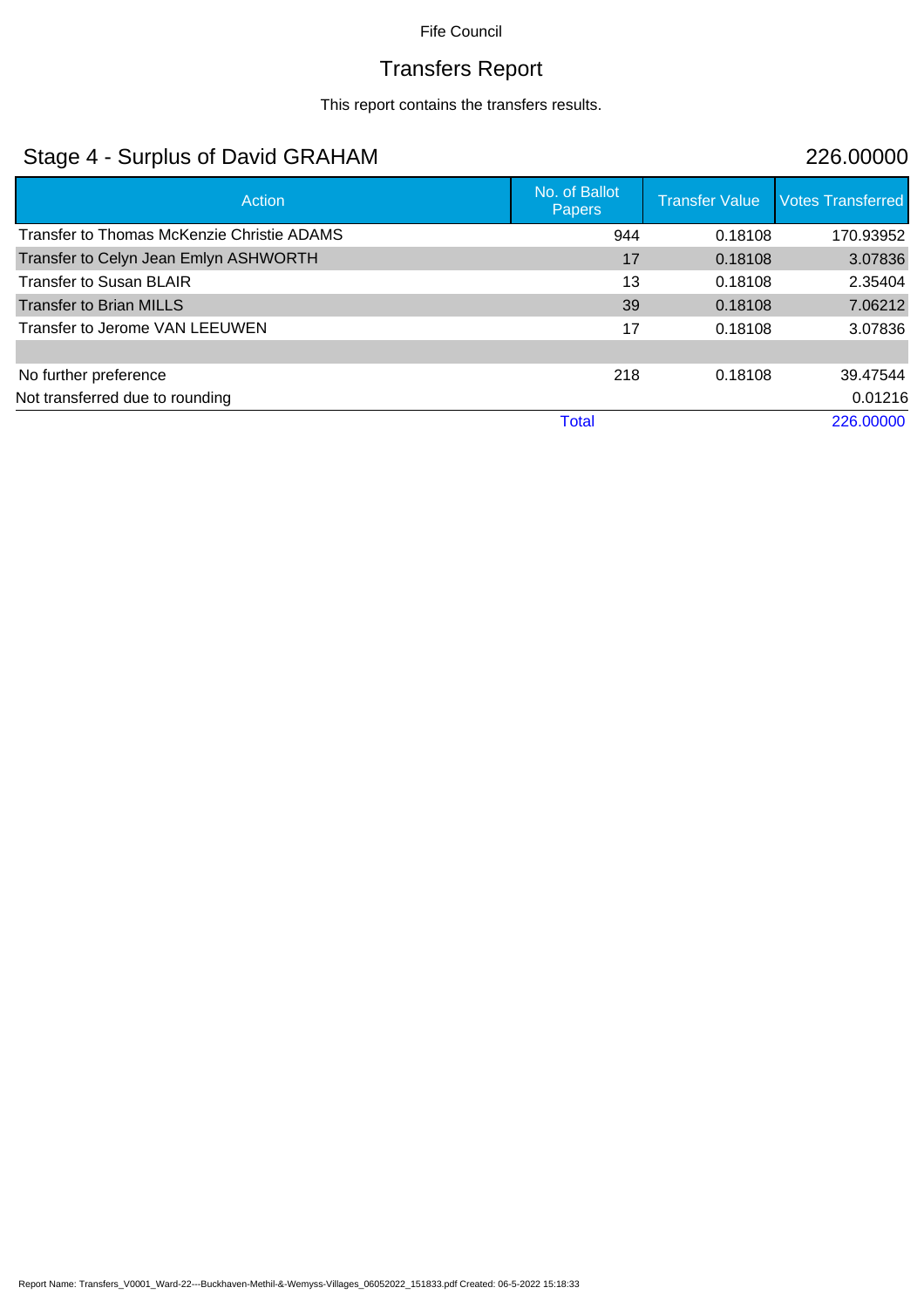Fife Council

# Transfers Report

This report contains the transfers results.

## Stage 4 - Surplus of David GRAHAM

226.00000

| Action | No. of Ballot Papers | Transfer Value | Votes Transferred |
|---|---|---|---|
| Transfer to Thomas McKenzie Christie ADAMS | 944 | 0.18108 | 170.93952 |
| Transfer to Celyn Jean Emlyn ASHWORTH | 17 | 0.18108 | 3.07836 |
| Transfer to Susan BLAIR | 13 | 0.18108 | 2.35404 |
| Transfer to Brian MILLS | 39 | 0.18108 | 7.06212 |
| Transfer to Jerome VAN LEEUWEN | 17 | 0.18108 | 3.07836 |
| | | | |
| No further preference | 218 | 0.18108 | 39.47544 |
| Not transferred due to rounding | | | 0.01216 |
| | Total | | 226.00000 |

Report Name: Transfers_V0001_Ward-22---Buckhaven-Methil-&-Wemyss-Villages_06052022_151833.pdf Created: 06-5-2022 15:18:33